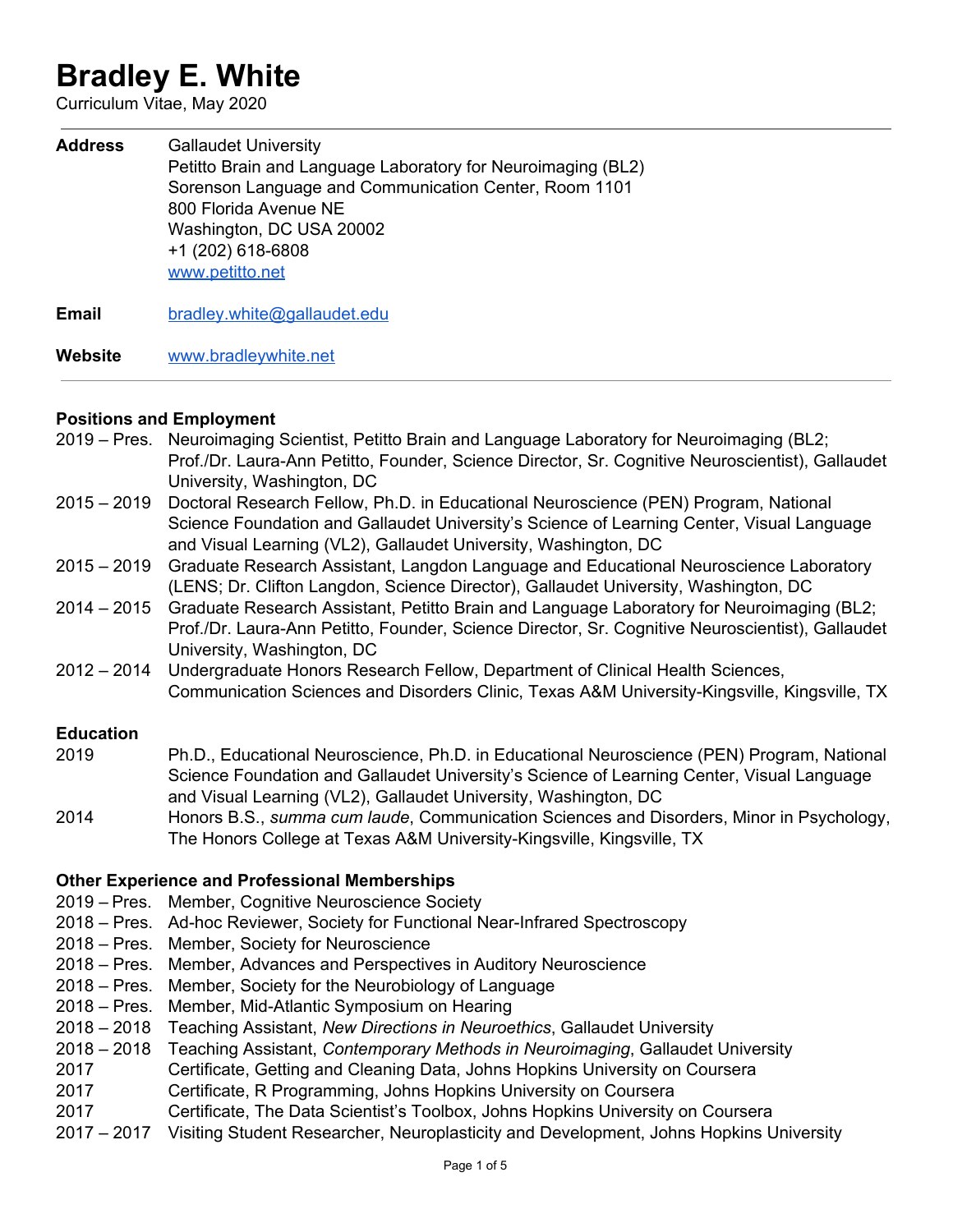# Bradley E. White

Curriculum Vitae, May 2020

---

**Address** Gallaudet University
Petitto Brain and Language Laboratory for Neuroimaging (BL2)
Sorenson Language and Communication Center, Room 1101
800 Florida Avenue NE
Washington, DC USA 20002
+1 (202) 618-6808
www.petitto.net

**Email** bradley.white@gallaudet.edu

**Website** www.bradleywhite.net

---

## Positions and Employment

- 2019 – Pres. Neuroimaging Scientist, Petitto Brain and Language Laboratory for Neuroimaging (BL2; Prof./Dr. Laura-Ann Petitto, Founder, Science Director, Sr. Cognitive Neuroscientist), Gallaudet University, Washington, DC
- 2015 – 2019 Doctoral Research Fellow, Ph.D. in Educational Neuroscience (PEN) Program, National Science Foundation and Gallaudet University's Science of Learning Center, Visual Language and Visual Learning (VL2), Gallaudet University, Washington, DC
- 2015 – 2019 Graduate Research Assistant, Langdon Language and Educational Neuroscience Laboratory (LENS; Dr. Clifton Langdon, Science Director), Gallaudet University, Washington, DC
- 2014 – 2015 Graduate Research Assistant, Petitto Brain and Language Laboratory for Neuroimaging (BL2; Prof./Dr. Laura-Ann Petitto, Founder, Science Director, Sr. Cognitive Neuroscientist), Gallaudet University, Washington, DC
- 2012 – 2014 Undergraduate Honors Research Fellow, Department of Clinical Health Sciences, Communication Sciences and Disorders Clinic, Texas A&M University-Kingsville, Kingsville, TX

## Education

- 2019 Ph.D., Educational Neuroscience, Ph.D. in Educational Neuroscience (PEN) Program, National Science Foundation and Gallaudet University's Science of Learning Center, Visual Language and Visual Learning (VL2), Gallaudet University, Washington, DC
- 2014 Honors B.S., *summa cum laude*, Communication Sciences and Disorders, Minor in Psychology, The Honors College at Texas A&M University-Kingsville, Kingsville, TX

## Other Experience and Professional Memberships

- 2019 – Pres. Member, Cognitive Neuroscience Society
- 2018 – Pres. Ad-hoc Reviewer, Society for Functional Near-Infrared Spectroscopy
- 2018 – Pres. Member, Society for Neuroscience
- 2018 – Pres. Member, Advances and Perspectives in Auditory Neuroscience
- 2018 – Pres. Member, Society for the Neurobiology of Language
- 2018 – Pres. Member, Mid-Atlantic Symposium on Hearing
- 2018 – 2018 Teaching Assistant, *New Directions in Neuroethics*, Gallaudet University
- 2018 – 2018 Teaching Assistant, *Contemporary Methods in Neuroimaging*, Gallaudet University
- 2017 Certificate, Getting and Cleaning Data, Johns Hopkins University on Coursera
- 2017 Certificate, R Programming, Johns Hopkins University on Coursera
- 2017 Certificate, The Data Scientist's Toolbox, Johns Hopkins University on Coursera
- 2017 – 2017 Visiting Student Researcher, Neuroplasticity and Development, Johns Hopkins University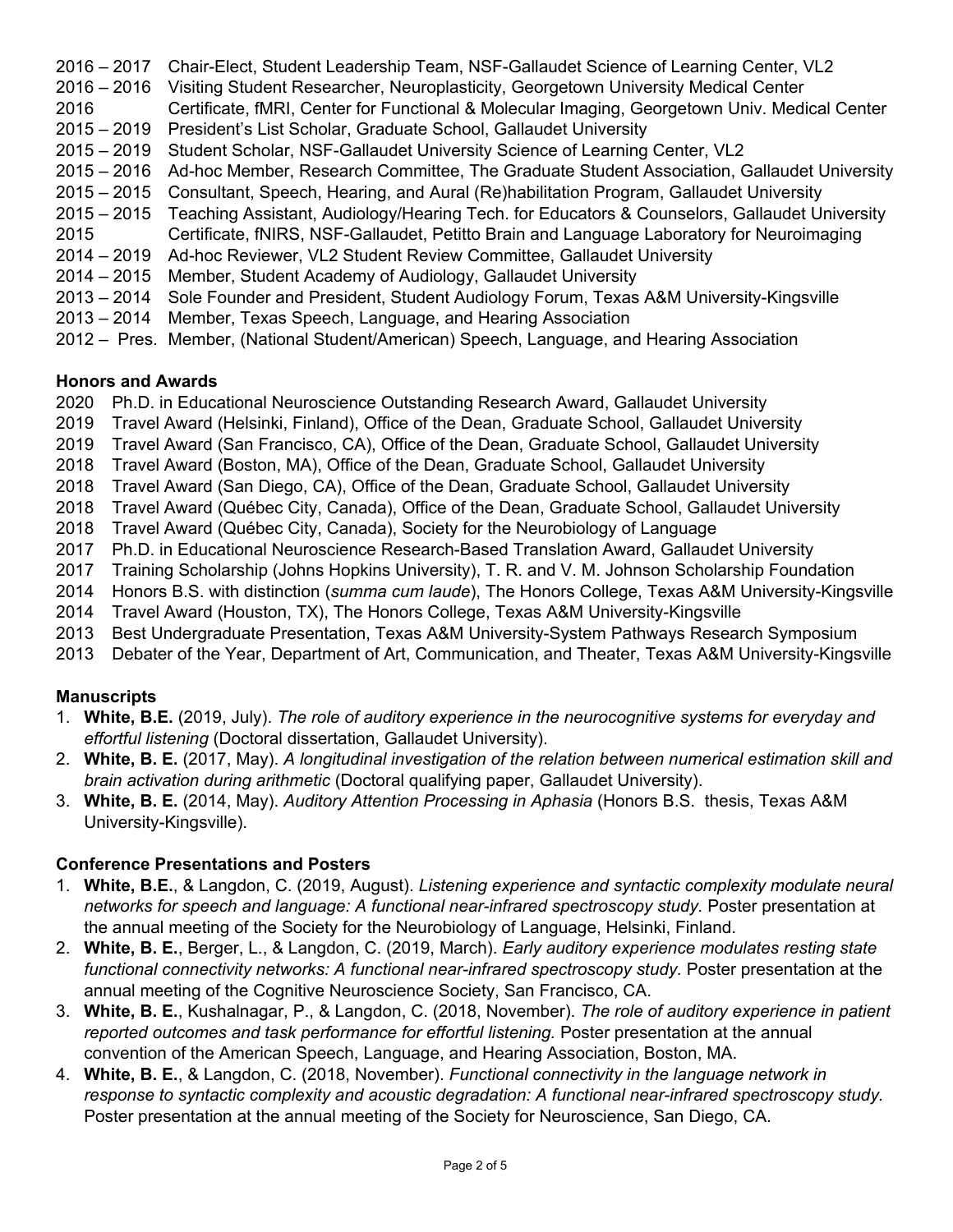2016 – 2017 Chair-Elect, Student Leadership Team, NSF-Gallaudet Science of Learning Center, VL2
2016 – 2016 Visiting Student Researcher, Neuroplasticity, Georgetown University Medical Center
2016 Certificate, fMRI, Center for Functional & Molecular Imaging, Georgetown Univ. Medical Center
2015 – 2019 President's List Scholar, Graduate School, Gallaudet University
2015 – 2019 Student Scholar, NSF-Gallaudet University Science of Learning Center, VL2
2015 – 2016 Ad-hoc Member, Research Committee, The Graduate Student Association, Gallaudet University
2015 – 2015 Consultant, Speech, Hearing, and Aural (Re)habilitation Program, Gallaudet University
2015 – 2015 Teaching Assistant, Audiology/Hearing Tech. for Educators & Counselors, Gallaudet University
2015 Certificate, fNIRS, NSF-Gallaudet, Petitto Brain and Language Laboratory for Neuroimaging
2014 – 2019 Ad-hoc Reviewer, VL2 Student Review Committee, Gallaudet University
2014 – 2015 Member, Student Academy of Audiology, Gallaudet University
2013 – 2014 Sole Founder and President, Student Audiology Forum, Texas A&M University-Kingsville
2013 – 2014 Member, Texas Speech, Language, and Hearing Association
2012 – Pres. Member, (National Student/American) Speech, Language, and Hearing Association

### Honors and Awards

2020 Ph.D. in Educational Neuroscience Outstanding Research Award, Gallaudet University
2019 Travel Award (Helsinki, Finland), Office of the Dean, Graduate School, Gallaudet University
2019 Travel Award (San Francisco, CA), Office of the Dean, Graduate School, Gallaudet University
2018 Travel Award (Boston, MA), Office of the Dean, Graduate School, Gallaudet University
2018 Travel Award (San Diego, CA), Office of the Dean, Graduate School, Gallaudet University
2018 Travel Award (Québec City, Canada), Office of the Dean, Graduate School, Gallaudet University
2018 Travel Award (Québec City, Canada), Society for the Neurobiology of Language
2017 Ph.D. in Educational Neuroscience Research-Based Translation Award, Gallaudet University
2017 Training Scholarship (Johns Hopkins University), T. R. and V. M. Johnson Scholarship Foundation
2014 Honors B.S. with distinction (*summa cum laude*), The Honors College, Texas A&M University-Kingsville
2014 Travel Award (Houston, TX), The Honors College, Texas A&M University-Kingsville
2013 Best Undergraduate Presentation, Texas A&M University-System Pathways Research Symposium
2013 Debater of the Year, Department of Art, Communication, and Theater, Texas A&M University-Kingsville

### Manuscripts

1. **White, B.E.** (2019, July). *The role of auditory experience in the neurocognitive systems for everyday and effortful listening* (Doctoral dissertation, Gallaudet University).
2. **White, B. E.** (2017, May). *A longitudinal investigation of the relation between numerical estimation skill and brain activation during arithmetic* (Doctoral qualifying paper, Gallaudet University).
3. **White, B. E.** (2014, May). *Auditory Attention Processing in Aphasia* (Honors B.S. thesis, Texas A&M University-Kingsville).

### Conference Presentations and Posters

1. **White, B.E.**, & Langdon, C. (2019, August). *Listening experience and syntactic complexity modulate neural networks for speech and language: A functional near-infrared spectroscopy study.* Poster presentation at the annual meeting of the Society for the Neurobiology of Language, Helsinki, Finland.
2. **White, B. E.**, Berger, L., & Langdon, C. (2019, March). *Early auditory experience modulates resting state functional connectivity networks: A functional near-infrared spectroscopy study.* Poster presentation at the annual meeting of the Cognitive Neuroscience Society, San Francisco, CA.
3. **White, B. E.**, Kushalnagar, P., & Langdon, C. (2018, November). *The role of auditory experience in patient reported outcomes and task performance for effortful listening.* Poster presentation at the annual convention of the American Speech, Language, and Hearing Association, Boston, MA.
4. **White, B. E.**, & Langdon, C. (2018, November). *Functional connectivity in the language network in response to syntactic complexity and acoustic degradation: A functional near-infrared spectroscopy study.* Poster presentation at the annual meeting of the Society for Neuroscience, San Diego, CA.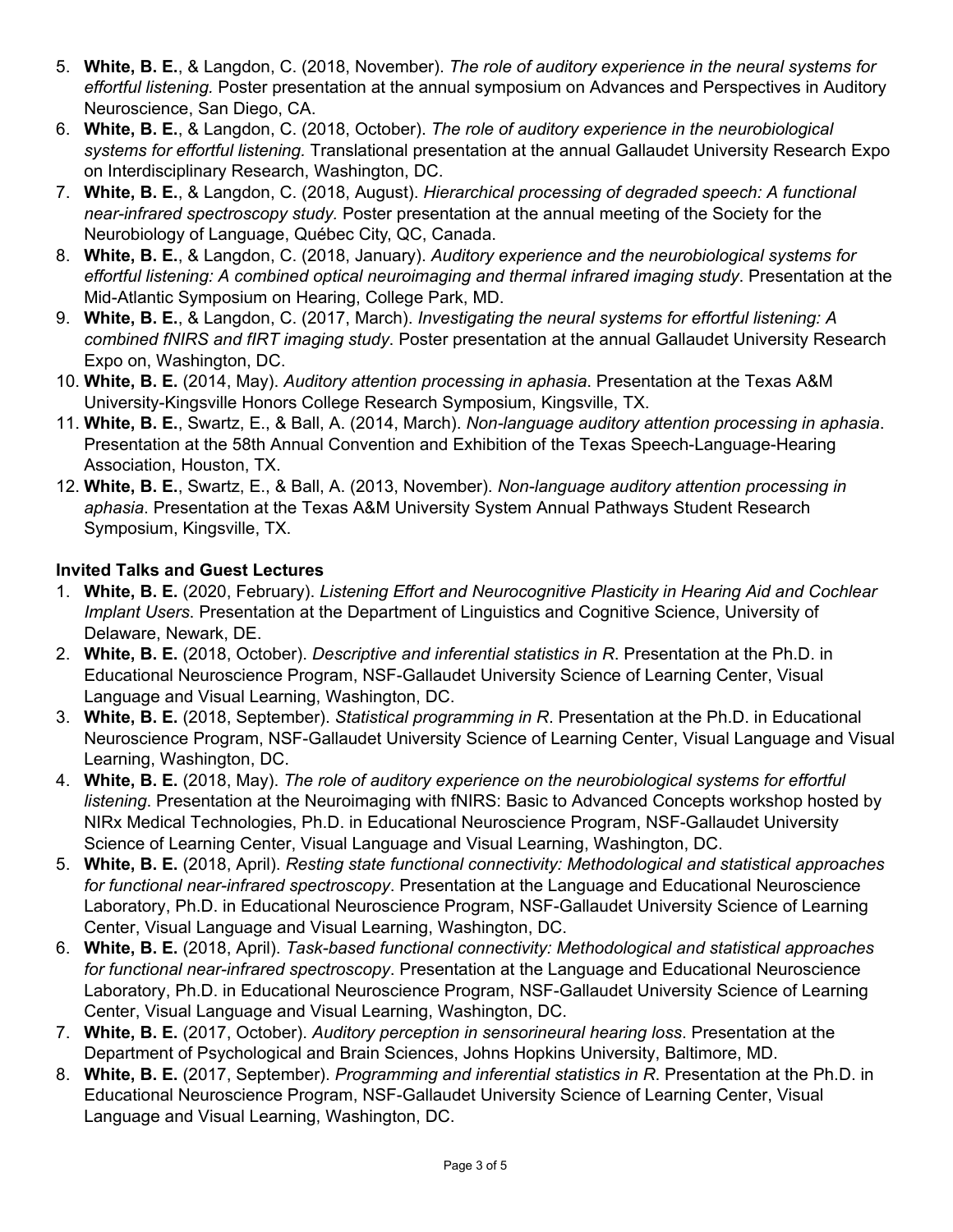5. **White, B. E.**, & Langdon, C. (2018, November). *The role of auditory experience in the neural systems for effortful listening.* Poster presentation at the annual symposium on Advances and Perspectives in Auditory Neuroscience, San Diego, CA.
6. **White, B. E.**, & Langdon, C. (2018, October). *The role of auditory experience in the neurobiological systems for effortful listening.* Translational presentation at the annual Gallaudet University Research Expo on Interdisciplinary Research, Washington, DC.
7. **White, B. E.**, & Langdon, C. (2018, August). *Hierarchical processing of degraded speech: A functional near-infrared spectroscopy study.* Poster presentation at the annual meeting of the Society for the Neurobiology of Language, Québec City, QC, Canada.
8. **White, B. E.**, & Langdon, C. (2018, January). *Auditory experience and the neurobiological systems for effortful listening: A combined optical neuroimaging and thermal infrared imaging study*. Presentation at the Mid-Atlantic Symposium on Hearing, College Park, MD.
9. **White, B. E.**, & Langdon, C. (2017, March). *Investigating the neural systems for effortful listening: A combined fNIRS and fIRT imaging study.* Poster presentation at the annual Gallaudet University Research Expo on, Washington, DC.
10. **White, B. E.** (2014, May). *Auditory attention processing in aphasia*. Presentation at the Texas A&M University-Kingsville Honors College Research Symposium, Kingsville, TX.
11. **White, B. E.**, Swartz, E., & Ball, A. (2014, March). *Non-language auditory attention processing in aphasia*. Presentation at the 58th Annual Convention and Exhibition of the Texas Speech-Language-Hearing Association, Houston, TX.
12. **White, B. E.**, Swartz, E., & Ball, A. (2013, November). *Non-language auditory attention processing in aphasia*. Presentation at the Texas A&M University System Annual Pathways Student Research Symposium, Kingsville, TX.

**Invited Talks and Guest Lectures**

1. **White, B. E.** (2020, February). *Listening Effort and Neurocognitive Plasticity in Hearing Aid and Cochlear Implant Users*. Presentation at the Department of Linguistics and Cognitive Science, University of Delaware, Newark, DE.
2. **White, B. E.** (2018, October). *Descriptive and inferential statistics in R*. Presentation at the Ph.D. in Educational Neuroscience Program, NSF-Gallaudet University Science of Learning Center, Visual Language and Visual Learning, Washington, DC.
3. **White, B. E.** (2018, September). *Statistical programming in R*. Presentation at the Ph.D. in Educational Neuroscience Program, NSF-Gallaudet University Science of Learning Center, Visual Language and Visual Learning, Washington, DC.
4. **White, B. E.** (2018, May). *The role of auditory experience on the neurobiological systems for effortful listening*. Presentation at the Neuroimaging with fNIRS: Basic to Advanced Concepts workshop hosted by NIRx Medical Technologies, Ph.D. in Educational Neuroscience Program, NSF-Gallaudet University Science of Learning Center, Visual Language and Visual Learning, Washington, DC.
5. **White, B. E.** (2018, April). *Resting state functional connectivity: Methodological and statistical approaches for functional near-infrared spectroscopy*. Presentation at the Language and Educational Neuroscience Laboratory, Ph.D. in Educational Neuroscience Program, NSF-Gallaudet University Science of Learning Center, Visual Language and Visual Learning, Washington, DC.
6. **White, B. E.** (2018, April). *Task-based functional connectivity: Methodological and statistical approaches for functional near-infrared spectroscopy*. Presentation at the Language and Educational Neuroscience Laboratory, Ph.D. in Educational Neuroscience Program, NSF-Gallaudet University Science of Learning Center, Visual Language and Visual Learning, Washington, DC.
7. **White, B. E.** (2017, October). *Auditory perception in sensorineural hearing loss*. Presentation at the Department of Psychological and Brain Sciences, Johns Hopkins University, Baltimore, MD.
8. **White, B. E.** (2017, September). *Programming and inferential statistics in R*. Presentation at the Ph.D. in Educational Neuroscience Program, NSF-Gallaudet University Science of Learning Center, Visual Language and Visual Learning, Washington, DC.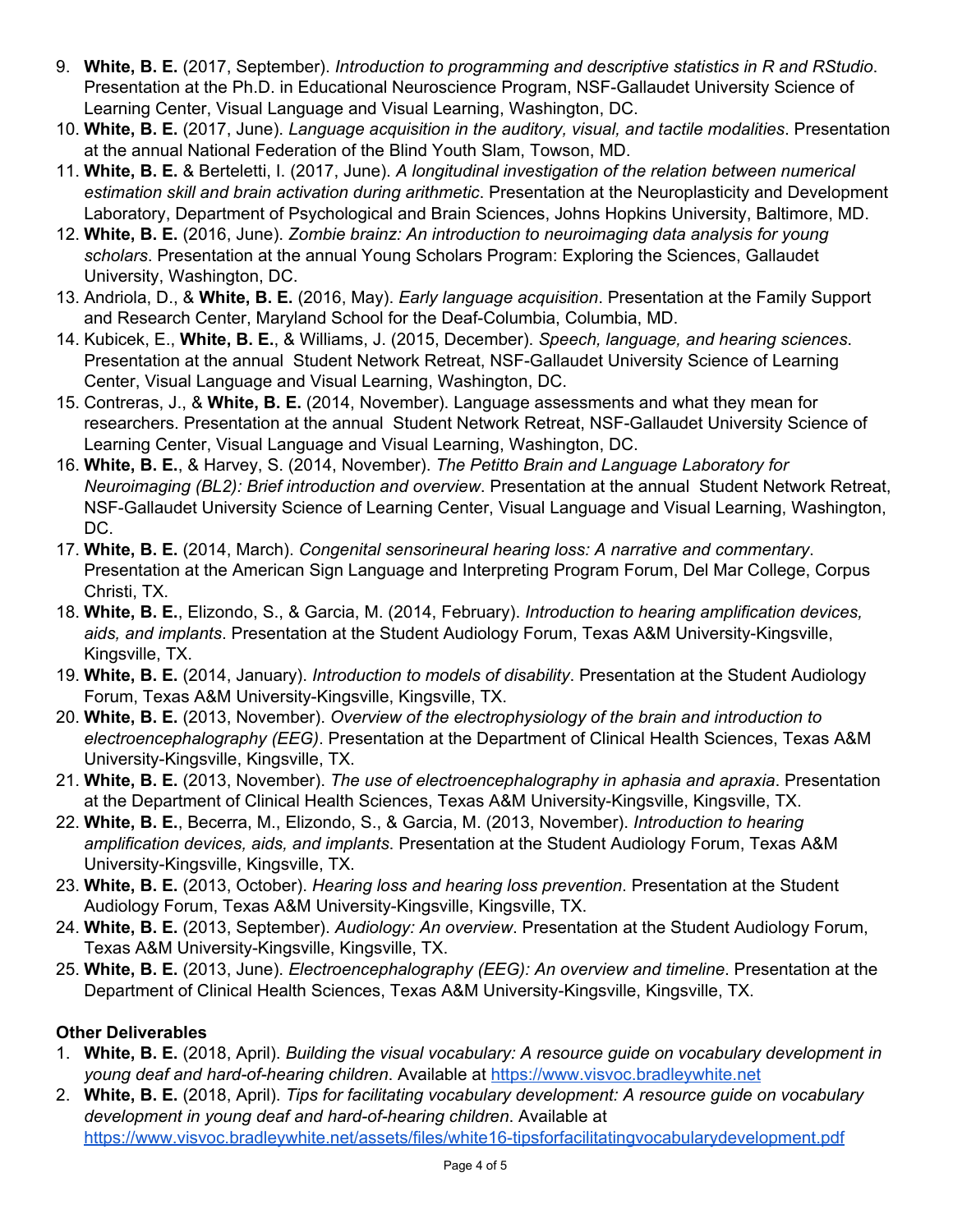9. **White, B. E.** (2017, September). *Introduction to programming and descriptive statistics in R and RStudio*. Presentation at the Ph.D. in Educational Neuroscience Program, NSF-Gallaudet University Science of Learning Center, Visual Language and Visual Learning, Washington, DC.
10. **White, B. E.** (2017, June). *Language acquisition in the auditory, visual, and tactile modalities*. Presentation at the annual National Federation of the Blind Youth Slam, Towson, MD.
11. **White, B. E.** & Berteletti, I. (2017, June). *A longitudinal investigation of the relation between numerical estimation skill and brain activation during arithmetic*. Presentation at the Neuroplasticity and Development Laboratory, Department of Psychological and Brain Sciences, Johns Hopkins University, Baltimore, MD.
12. **White, B. E.** (2016, June). *Zombie brainz: An introduction to neuroimaging data analysis for young scholars*. Presentation at the annual Young Scholars Program: Exploring the Sciences, Gallaudet University, Washington, DC.
13. Andriola, D., & **White, B. E.** (2016, May). *Early language acquisition*. Presentation at the Family Support and Research Center, Maryland School for the Deaf-Columbia, Columbia, MD.
14. Kubicek, E., **White, B. E.**, & Williams, J. (2015, December). *Speech, language, and hearing sciences*. Presentation at the annual Student Network Retreat, NSF-Gallaudet University Science of Learning Center, Visual Language and Visual Learning, Washington, DC.
15. Contreras, J., & **White, B. E.** (2014, November). Language assessments and what they mean for researchers. Presentation at the annual Student Network Retreat, NSF-Gallaudet University Science of Learning Center, Visual Language and Visual Learning, Washington, DC.
16. **White, B. E.**, & Harvey, S. (2014, November). *The Petitto Brain and Language Laboratory for Neuroimaging (BL2): Brief introduction and overview*. Presentation at the annual Student Network Retreat, NSF-Gallaudet University Science of Learning Center, Visual Language and Visual Learning, Washington, DC.
17. **White, B. E.** (2014, March). *Congenital sensorineural hearing loss: A narrative and commentary*. Presentation at the American Sign Language and Interpreting Program Forum, Del Mar College, Corpus Christi, TX.
18. **White, B. E.**, Elizondo, S., & Garcia, M. (2014, February). *Introduction to hearing amplification devices, aids, and implants*. Presentation at the Student Audiology Forum, Texas A&M University-Kingsville, Kingsville, TX.
19. **White, B. E.** (2014, January). *Introduction to models of disability*. Presentation at the Student Audiology Forum, Texas A&M University-Kingsville, Kingsville, TX.
20. **White, B. E.** (2013, November). *Overview of the electrophysiology of the brain and introduction to electroencephalography (EEG)*. Presentation at the Department of Clinical Health Sciences, Texas A&M University-Kingsville, Kingsville, TX.
21. **White, B. E.** (2013, November). *The use of electroencephalography in aphasia and apraxia*. Presentation at the Department of Clinical Health Sciences, Texas A&M University-Kingsville, Kingsville, TX.
22. **White, B. E.**, Becerra, M., Elizondo, S., & Garcia, M. (2013, November). *Introduction to hearing amplification devices, aids, and implants*. Presentation at the Student Audiology Forum, Texas A&M University-Kingsville, Kingsville, TX.
23. **White, B. E.** (2013, October). *Hearing loss and hearing loss prevention*. Presentation at the Student Audiology Forum, Texas A&M University-Kingsville, Kingsville, TX.
24. **White, B. E.** (2013, September). *Audiology: An overview*. Presentation at the Student Audiology Forum, Texas A&M University-Kingsville, Kingsville, TX.
25. **White, B. E.** (2013, June). *Electroencephalography (EEG): An overview and timeline*. Presentation at the Department of Clinical Health Sciences, Texas A&M University-Kingsville, Kingsville, TX.

**Other Deliverables**

1. **White, B. E.** (2018, April). *Building the visual vocabulary: A resource guide on vocabulary development in young deaf and hard-of-hearing children*. Available at https://www.visvoc.bradleywhite.net
2. **White, B. E.** (2018, April). *Tips for facilitating vocabulary development: A resource guide on vocabulary development in young deaf and hard-of-hearing children*. Available at https://www.visvoc.bradleywhite.net/assets/files/white16-tipsforfacilitatingvocabularydevelopment.pdf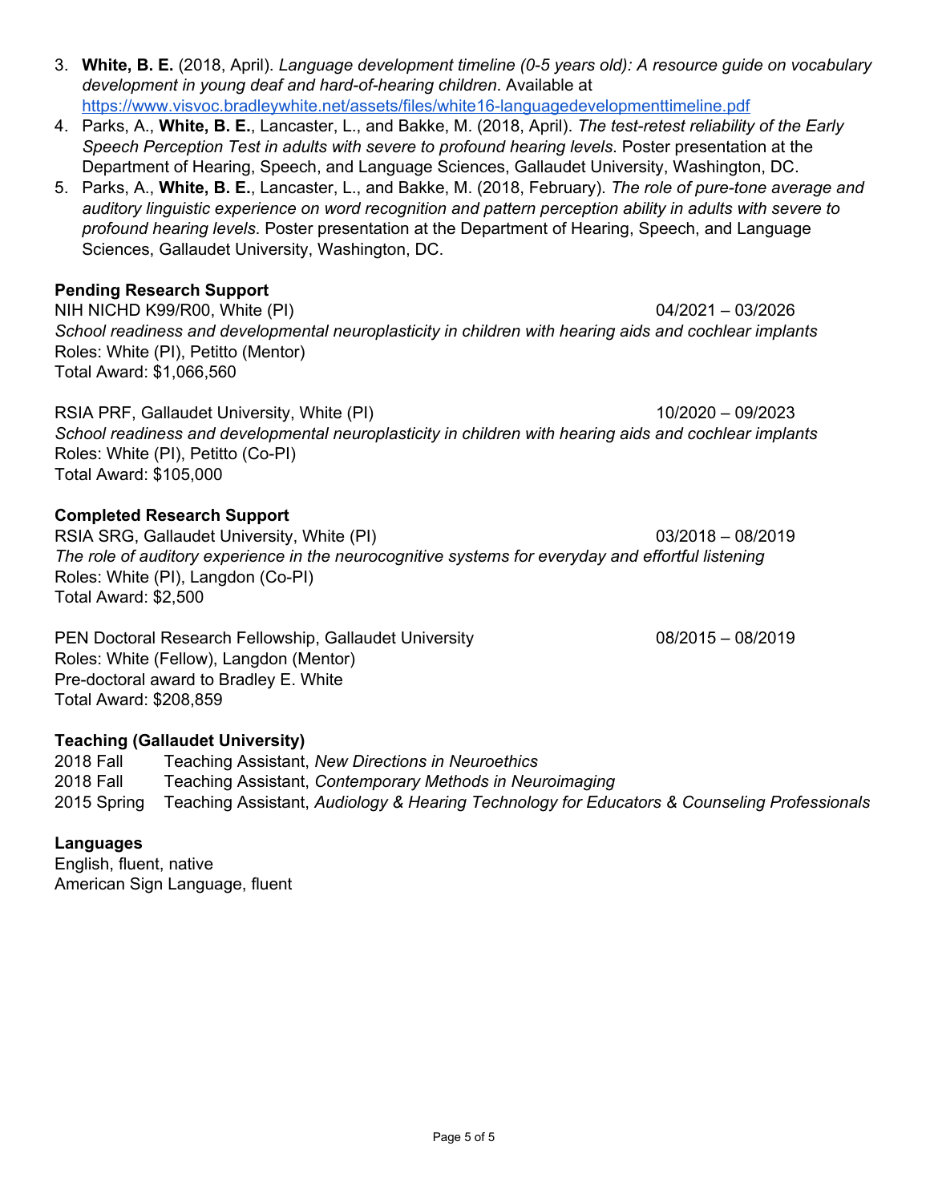3. **White, B. E.** (2018, April). *Language development timeline (0-5 years old): A resource guide on vocabulary development in young deaf and hard-of-hearing children*. Available at https://www.visvoc.bradleywhite.net/assets/files/white16-languagedevelopmenttimeline.pdf
4. Parks, A., **White, B. E.**, Lancaster, L., and Bakke, M. (2018, April). *The test-retest reliability of the Early Speech Perception Test in adults with severe to profound hearing levels*. Poster presentation at the Department of Hearing, Speech, and Language Sciences, Gallaudet University, Washington, DC.
5. Parks, A., **White, B. E.**, Lancaster, L., and Bakke, M. (2018, February). *The role of pure-tone average and auditory linguistic experience on word recognition and pattern perception ability in adults with severe to profound hearing levels.* Poster presentation at the Department of Hearing, Speech, and Language Sciences, Gallaudet University, Washington, DC.

**Pending Research Support**

NIH NICHD K99/R00, White (PI) 04/2021 – 03/2026
*School readiness and developmental neuroplasticity in children with hearing aids and cochlear implants*
Roles: White (PI), Petitto (Mentor)
Total Award: $1,066,560

RSIA PRF, Gallaudet University, White (PI) 10/2020 – 09/2023
*School readiness and developmental neuroplasticity in children with hearing aids and cochlear implants*
Roles: White (PI), Petitto (Co-PI)
Total Award: $105,000

**Completed Research Support**

RSIA SRG, Gallaudet University, White (PI) 03/2018 – 08/2019
*The role of auditory experience in the neurocognitive systems for everyday and effortful listening*
Roles: White (PI), Langdon (Co-PI)
Total Award: $2,500

PEN Doctoral Research Fellowship, Gallaudet University 08/2015 – 08/2019
Roles: White (Fellow), Langdon (Mentor)
Pre-doctoral award to Bradley E. White
Total Award: $208,859

**Teaching (Gallaudet University)**

2018 Fall Teaching Assistant, *New Directions in Neuroethics*
2018 Fall Teaching Assistant, *Contemporary Methods in Neuroimaging*
2015 Spring Teaching Assistant, *Audiology & Hearing Technology for Educators & Counseling Professionals*

**Languages**

English, fluent, native
American Sign Language, fluent